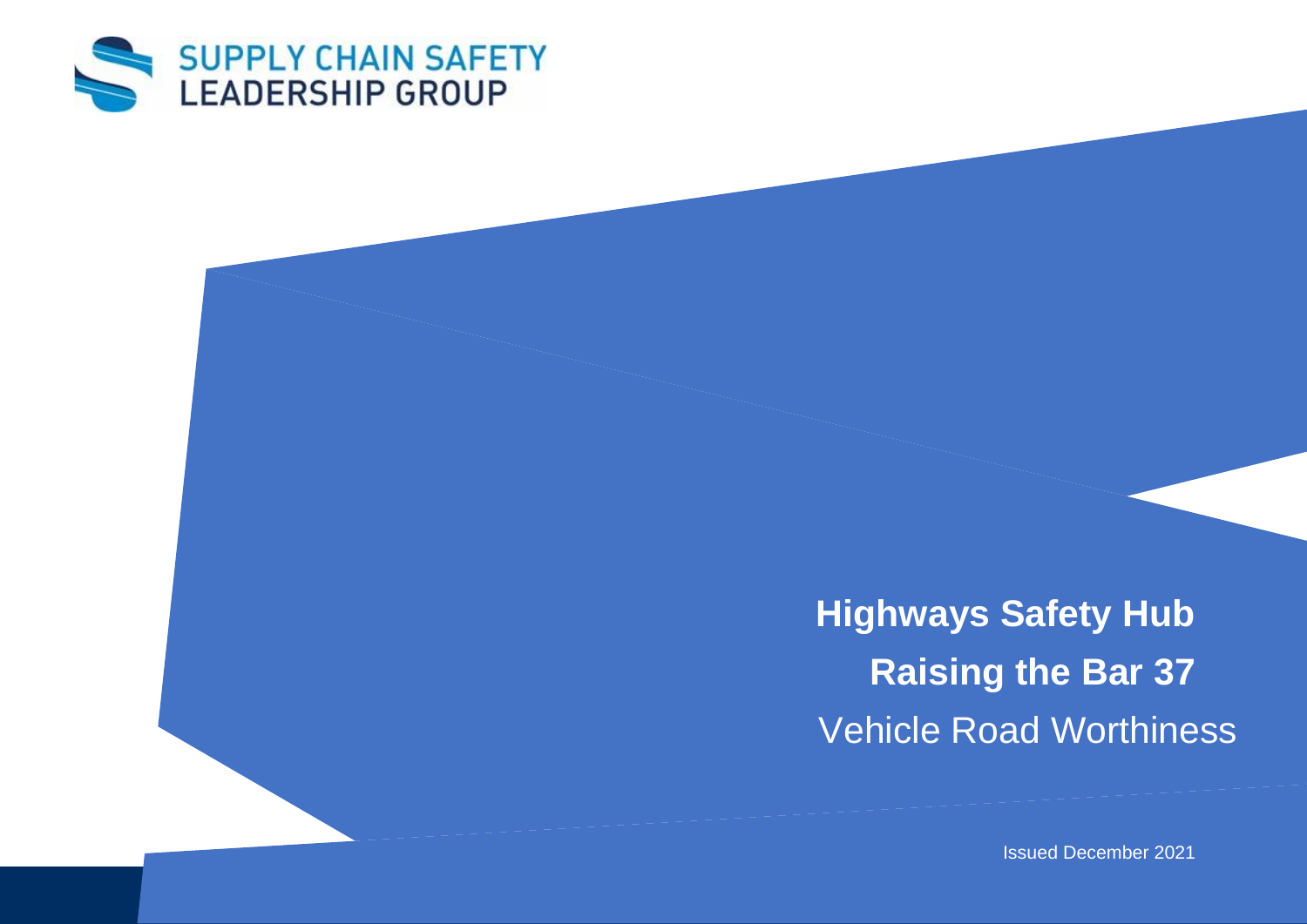SUPPLY CHAIN SAFETY LEADERSHIP GROUP

# Highways Safety Hub

## Raising the Bar 37

Vehicle Road Worthiness

Issued December 2021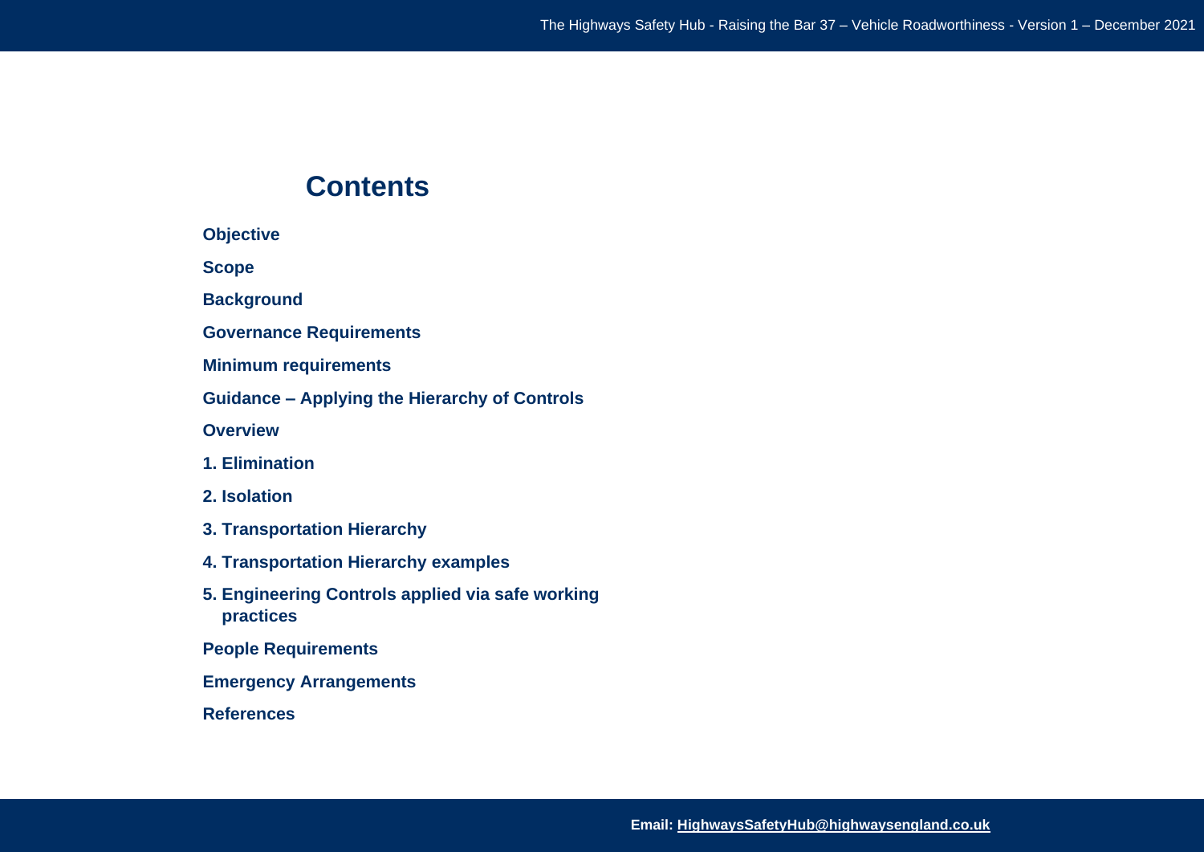# Contents

**Objective**

**Scope**

**Background**

**Governance Requirements**

**Minimum requirements**

**Guidance – Applying the Hierarchy of Controls**

**Overview**

**1. Elimination**

**2. Isolation**

**3. Transportation Hierarchy**

**4. Transportation Hierarchy examples**

**5. Engineering Controls applied via safe working practices**

**People Requirements**

**Emergency Arrangements**

**References**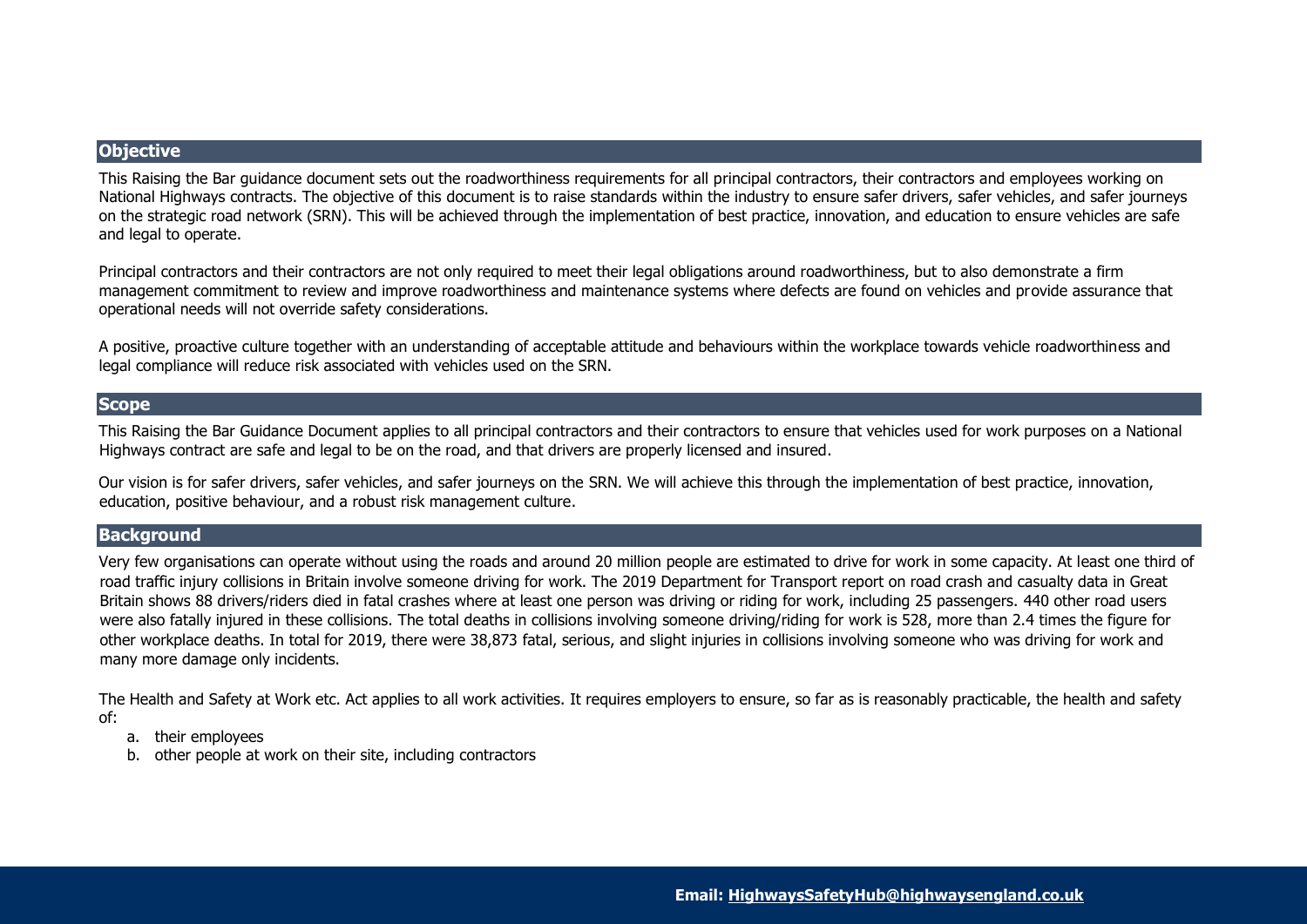## Objective

This Raising the Bar guidance document sets out the roadworthiness requirements for all principal contractors, their contractors and employees working on National Highways contracts. The objective of this document is to raise standards within the industry to ensure safer drivers, safer vehicles, and safer journeys on the strategic road network (SRN). This will be achieved through the implementation of best practice, innovation, and education to ensure vehicles are safe and legal to operate.

Principal contractors and their contractors are not only required to meet their legal obligations around roadworthiness, but to also demonstrate a firm management commitment to review and improve roadworthiness and maintenance systems where defects are found on vehicles and provide assurance that operational needs will not override safety considerations.

A positive, proactive culture together with an understanding of acceptable attitude and behaviours within the workplace towards vehicle roadworthiness and legal compliance will reduce risk associated with vehicles used on the SRN.

## Scope

This Raising the Bar Guidance Document applies to all principal contractors and their contractors to ensure that vehicles used for work purposes on a National Highways contract are safe and legal to be on the road, and that drivers are properly licensed and insured.

Our vision is for safer drivers, safer vehicles, and safer journeys on the SRN. We will achieve this through the implementation of best practice, innovation, education, positive behaviour, and a robust risk management culture.

## Background

Very few organisations can operate without using the roads and around 20 million people are estimated to drive for work in some capacity. At least one third of road traffic injury collisions in Britain involve someone driving for work. The 2019 Department for Transport report on road crash and casualty data in Great Britain shows 88 drivers/riders died in fatal crashes where at least one person was driving or riding for work, including 25 passengers. 440 other road users were also fatally injured in these collisions. The total deaths in collisions involving someone driving/riding for work is 528, more than 2.4 times the figure for other workplace deaths. In total for 2019, there were 38,873 fatal, serious, and slight injuries in collisions involving someone who was driving for work and many more damage only incidents.

The Health and Safety at Work etc. Act applies to all work activities. It requires employers to ensure, so far as is reasonably practicable, the health and safety of:

a. their employees
b. other people at work on their site, including contractors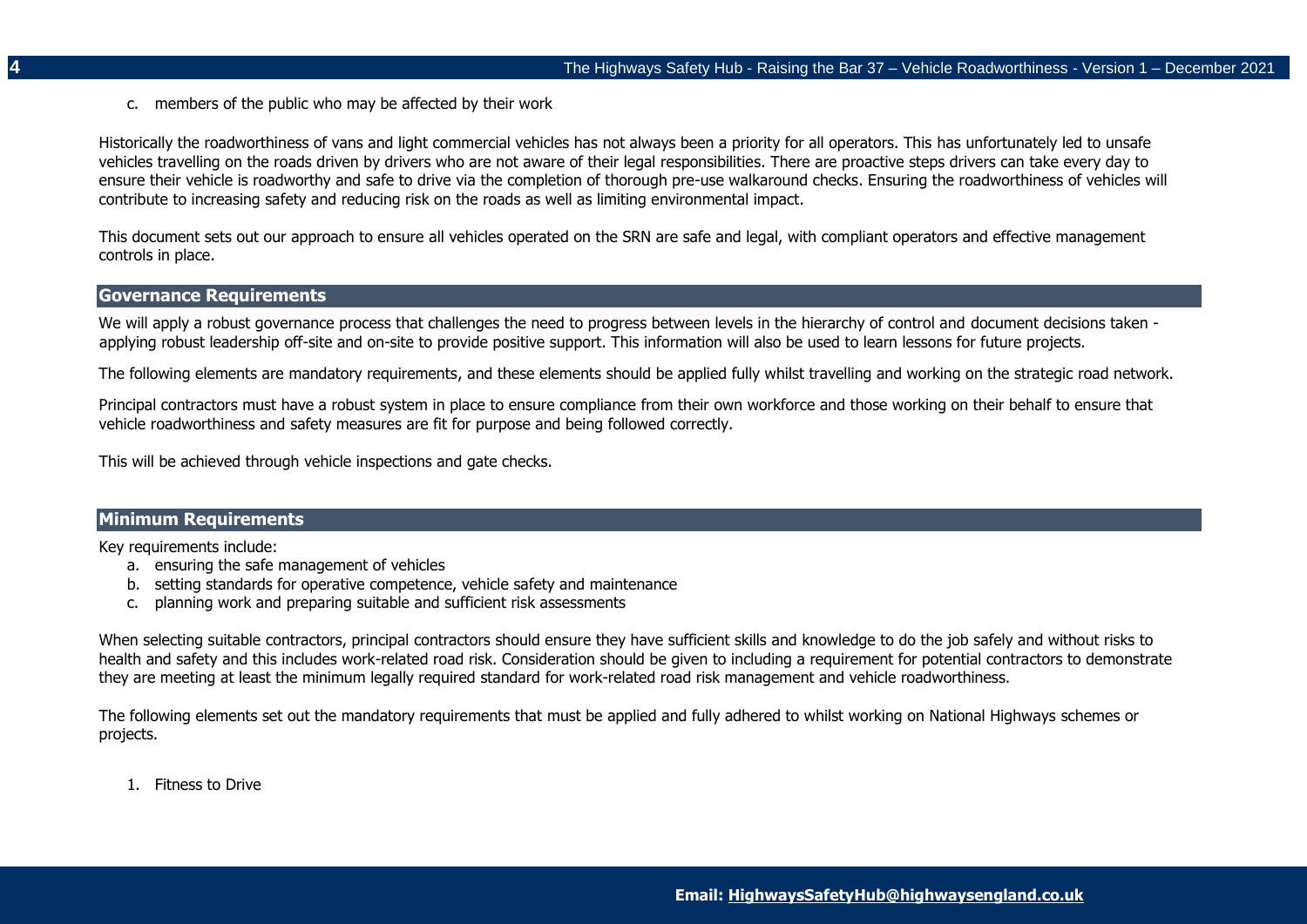c. members of the public who may be affected by their work

Historically the roadworthiness of vans and light commercial vehicles has not always been a priority for all operators. This has unfortunately led to unsafe vehicles travelling on the roads driven by drivers who are not aware of their legal responsibilities. There are proactive steps drivers can take every day to ensure their vehicle is roadworthy and safe to drive via the completion of thorough pre-use walkaround checks. Ensuring the roadworthiness of vehicles will contribute to increasing safety and reducing risk on the roads as well as limiting environmental impact.

This document sets out our approach to ensure all vehicles operated on the SRN are safe and legal, with compliant operators and effective management controls in place.

## Governance Requirements

We will apply a robust governance process that challenges the need to progress between levels in the hierarchy of control and document decisions taken - applying robust leadership off-site and on-site to provide positive support. This information will also be used to learn lessons for future projects.

The following elements are mandatory requirements, and these elements should be applied fully whilst travelling and working on the strategic road network.

Principal contractors must have a robust system in place to ensure compliance from their own workforce and those working on their behalf to ensure that vehicle roadworthiness and safety measures are fit for purpose and being followed correctly.

This will be achieved through vehicle inspections and gate checks.

## Minimum Requirements

Key requirements include:

a. ensuring the safe management of vehicles
b. setting standards for operative competence, vehicle safety and maintenance
c. planning work and preparing suitable and sufficient risk assessments

When selecting suitable contractors, principal contractors should ensure they have sufficient skills and knowledge to do the job safely and without risks to health and safety and this includes work-related road risk. Consideration should be given to including a requirement for potential contractors to demonstrate they are meeting at least the minimum legally required standard for work-related road risk management and vehicle roadworthiness.

The following elements set out the mandatory requirements that must be applied and fully adhered to whilst working on National Highways schemes or projects.

1. Fitness to Drive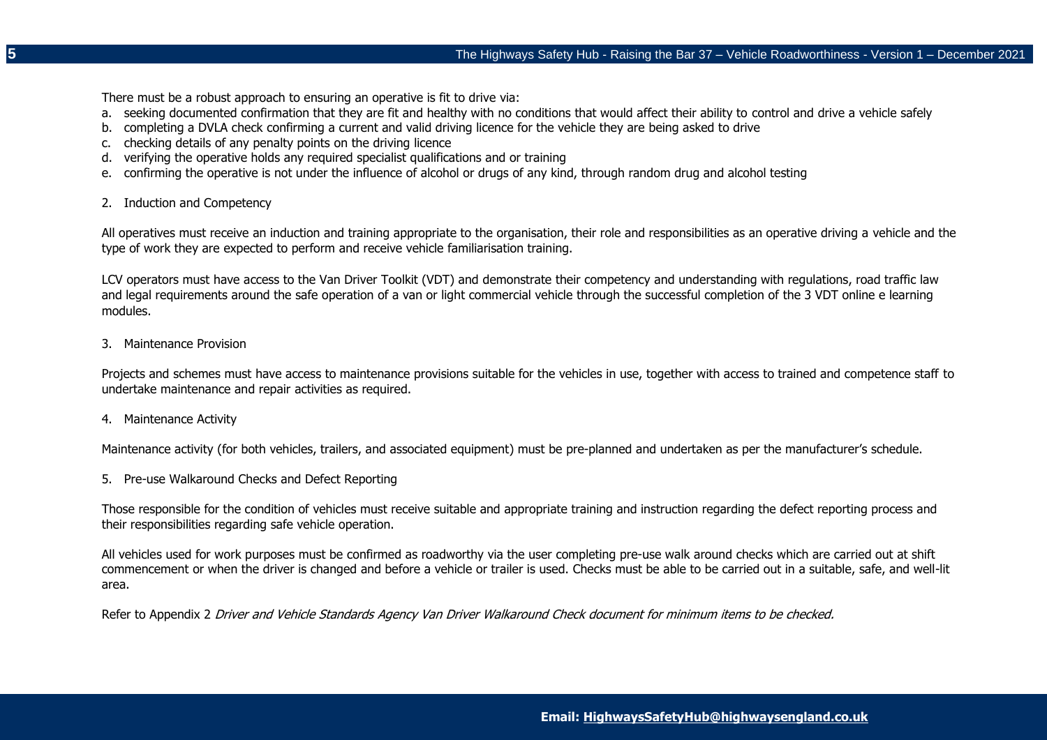There must be a robust approach to ensuring an operative is fit to drive via:

a. seeking documented confirmation that they are fit and healthy with no conditions that would affect their ability to control and drive a vehicle safely
b. completing a DVLA check confirming a current and valid driving licence for the vehicle they are being asked to drive
c. checking details of any penalty points on the driving licence
d. verifying the operative holds any required specialist qualifications and or training
e. confirming the operative is not under the influence of alcohol or drugs of any kind, through random drug and alcohol testing

2. Induction and Competency

All operatives must receive an induction and training appropriate to the organisation, their role and responsibilities as an operative driving a vehicle and the type of work they are expected to perform and receive vehicle familiarisation training.

LCV operators must have access to the Van Driver Toolkit (VDT) and demonstrate their competency and understanding with regulations, road traffic law and legal requirements around the safe operation of a van or light commercial vehicle through the successful completion of the 3 VDT online e learning modules.

3. Maintenance Provision

Projects and schemes must have access to maintenance provisions suitable for the vehicles in use, together with access to trained and competence staff to undertake maintenance and repair activities as required.

4. Maintenance Activity

Maintenance activity (for both vehicles, trailers, and associated equipment) must be pre-planned and undertaken as per the manufacturer's schedule.

5. Pre-use Walkaround Checks and Defect Reporting

Those responsible for the condition of vehicles must receive suitable and appropriate training and instruction regarding the defect reporting process and their responsibilities regarding safe vehicle operation.

All vehicles used for work purposes must be confirmed as roadworthy via the user completing pre-use walk around checks which are carried out at shift commencement or when the driver is changed and before a vehicle or trailer is used. Checks must be able to be carried out in a suitable, safe, and well-lit area.

Refer to Appendix 2 *Driver and Vehicle Standards Agency Van Driver Walkaround Check document for minimum items to be checked.*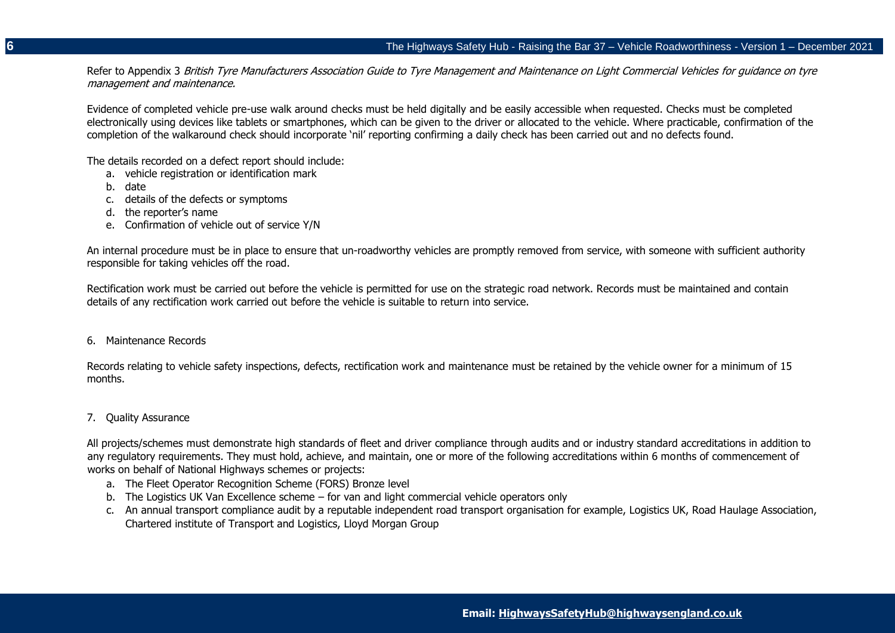Refer to Appendix 3 *British Tyre Manufacturers Association Guide to Tyre Management and Maintenance on Light Commercial Vehicles for guidance on tyre management and maintenance.*

Evidence of completed vehicle pre-use walk around checks must be held digitally and be easily accessible when requested. Checks must be completed electronically using devices like tablets or smartphones, which can be given to the driver or allocated to the vehicle. Where practicable, confirmation of the completion of the walkaround check should incorporate 'nil' reporting confirming a daily check has been carried out and no defects found.

The details recorded on a defect report should include:

a. vehicle registration or identification mark
b. date
c. details of the defects or symptoms
d. the reporter's name
e. Confirmation of vehicle out of service Y/N

An internal procedure must be in place to ensure that un-roadworthy vehicles are promptly removed from service, with someone with sufficient authority responsible for taking vehicles off the road.

Rectification work must be carried out before the vehicle is permitted for use on the strategic road network. Records must be maintained and contain details of any rectification work carried out before the vehicle is suitable to return into service.

## 6. Maintenance Records

Records relating to vehicle safety inspections, defects, rectification work and maintenance must be retained by the vehicle owner for a minimum of 15 months.

## 7. Quality Assurance

All projects/schemes must demonstrate high standards of fleet and driver compliance through audits and or industry standard accreditations in addition to any regulatory requirements. They must hold, achieve, and maintain, one or more of the following accreditations within 6 months of commencement of works on behalf of National Highways schemes or projects:

a. The Fleet Operator Recognition Scheme (FORS) Bronze level
b. The Logistics UK Van Excellence scheme – for van and light commercial vehicle operators only
c. An annual transport compliance audit by a reputable independent road transport organisation for example, Logistics UK, Road Haulage Association, Chartered institute of Transport and Logistics, Lloyd Morgan Group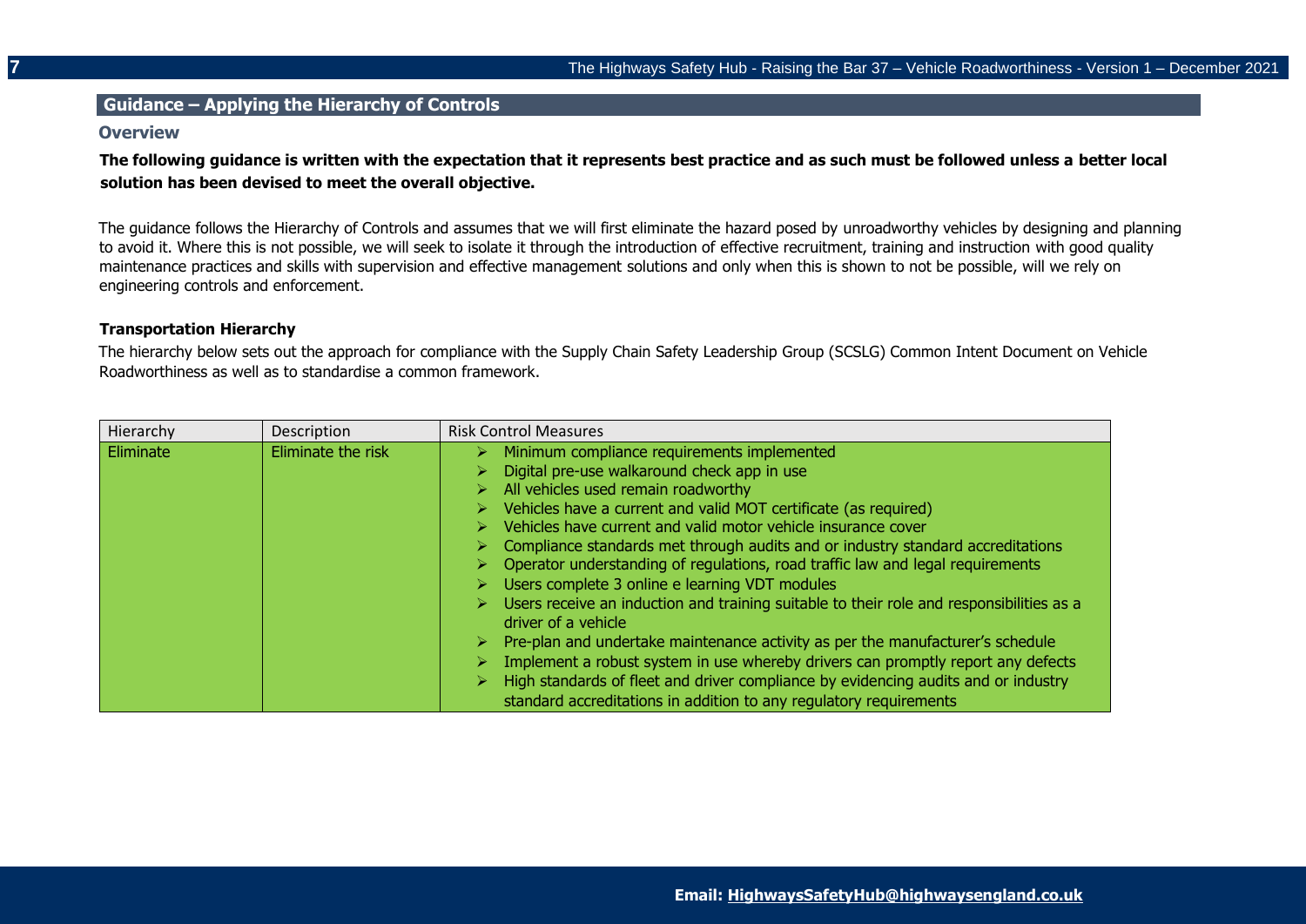## Guidance – Applying the Hierarchy of Controls

### Overview

**The following guidance is written with the expectation that it represents best practice and as such must be followed unless a better local solution has been devised to meet the overall objective.**

The guidance follows the Hierarchy of Controls and assumes that we will first eliminate the hazard posed by unroadworthy vehicles by designing and planning to avoid it. Where this is not possible, we will seek to isolate it through the introduction of effective recruitment, training and instruction with good quality maintenance practices and skills with supervision and effective management solutions and only when this is shown to not be possible, will we rely on engineering controls and enforcement.

**Transportation Hierarchy**

The hierarchy below sets out the approach for compliance with the Supply Chain Safety Leadership Group (SCSLG) Common Intent Document on Vehicle Roadworthiness as well as to standardise a common framework.

| Hierarchy | Description | Risk Control Measures |
|---|---|---|
| Eliminate | Eliminate the risk | ➢ Minimum compliance requirements implemented<br>➢ Digital pre-use walkaround check app in use<br>➢ All vehicles used remain roadworthy<br>➢ Vehicles have a current and valid MOT certificate (as required)<br>➢ Vehicles have current and valid motor vehicle insurance cover<br>➢ Compliance standards met through audits and or industry standard accreditations<br>➢ Operator understanding of regulations, road traffic law and legal requirements<br>➢ Users complete 3 online e learning VDT modules<br>➢ Users receive an induction and training suitable to their role and responsibilities as a driver of a vehicle<br>➢ Pre-plan and undertake maintenance activity as per the manufacturer's schedule<br>➢ Implement a robust system in use whereby drivers can promptly report any defects<br>➢ High standards of fleet and driver compliance by evidencing audits and or industry standard accreditations in addition to any regulatory requirements |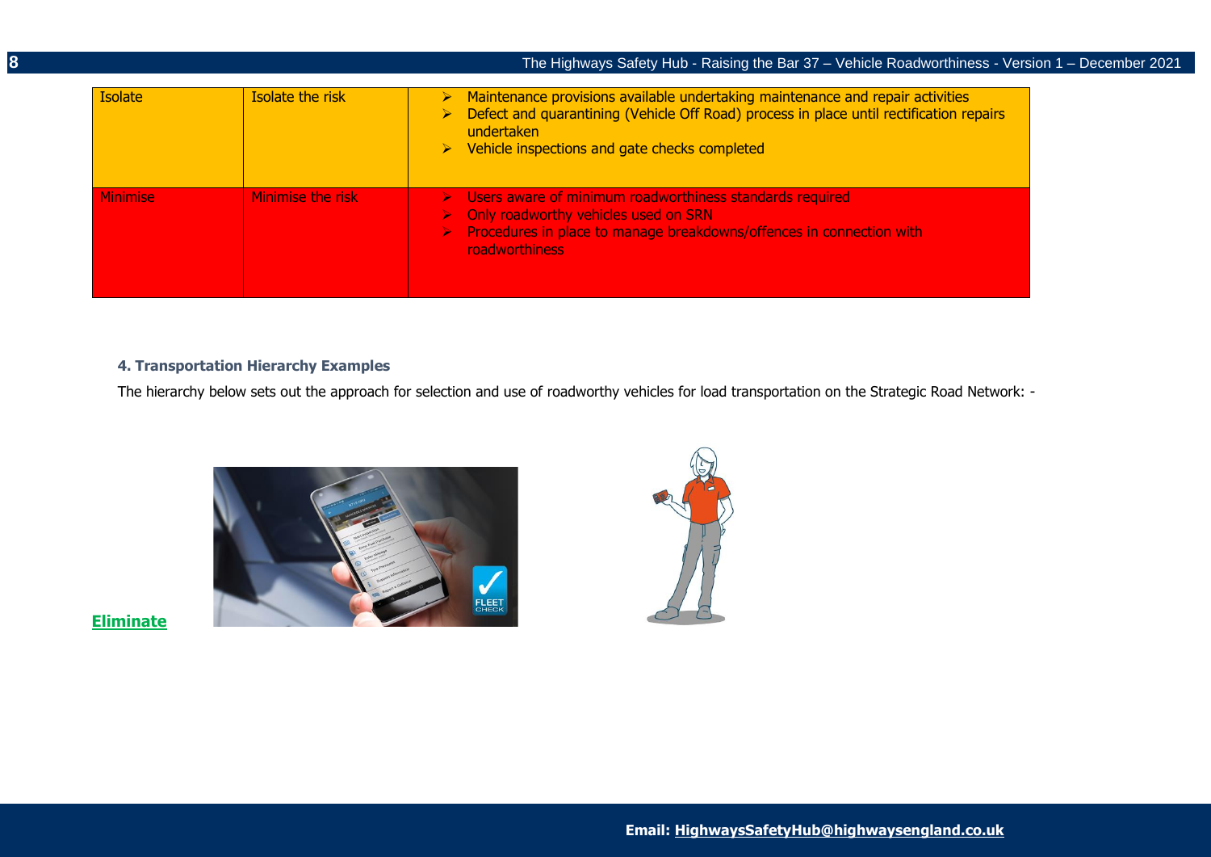| Isolate | Isolate the risk | ➢ Maintenance provisions available undertaking maintenance and repair activities<br>➢ Defect and quarantining (Vehicle Off Road) process in place until rectification repairs undertaken<br>➢ Vehicle inspections and gate checks completed |
|---|---|---|
| Minimise | Minimise the risk | ➢ Users aware of minimum roadworthiness standards required<br>➢ Only roadworthy vehicles used on SRN<br>➢ Procedures in place to manage breakdowns/offences in connection with roadworthiness |

#### 4. Transportation Hierarchy Examples

The hierarchy below sets out the approach for selection and use of roadworthy vehicles for load transportation on the Strategic Road Network: -

**Eliminate**

Email: HighwaysSafetyHub@highwaysengland.co.uk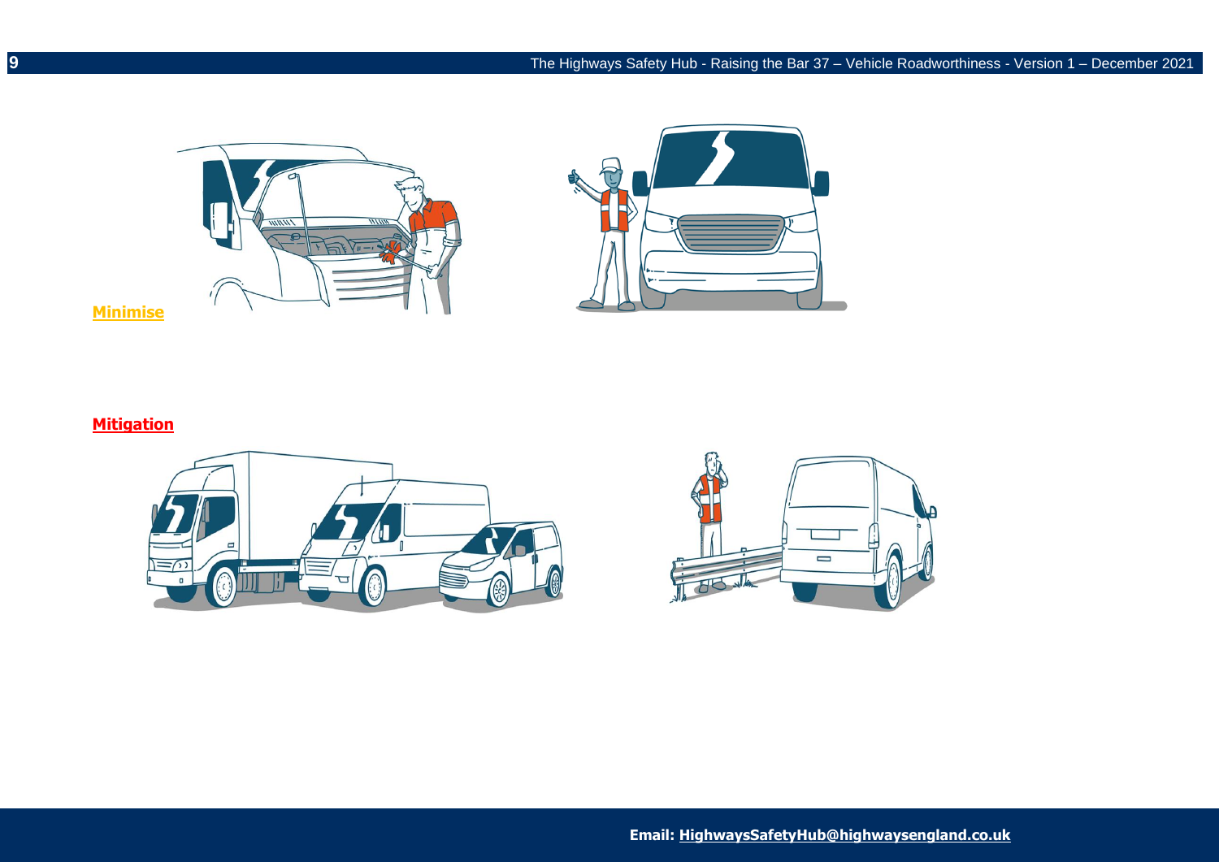**Minimise**

**Mitigation**

**Email: HighwaysSafetyHub@highwaysengland.co.uk**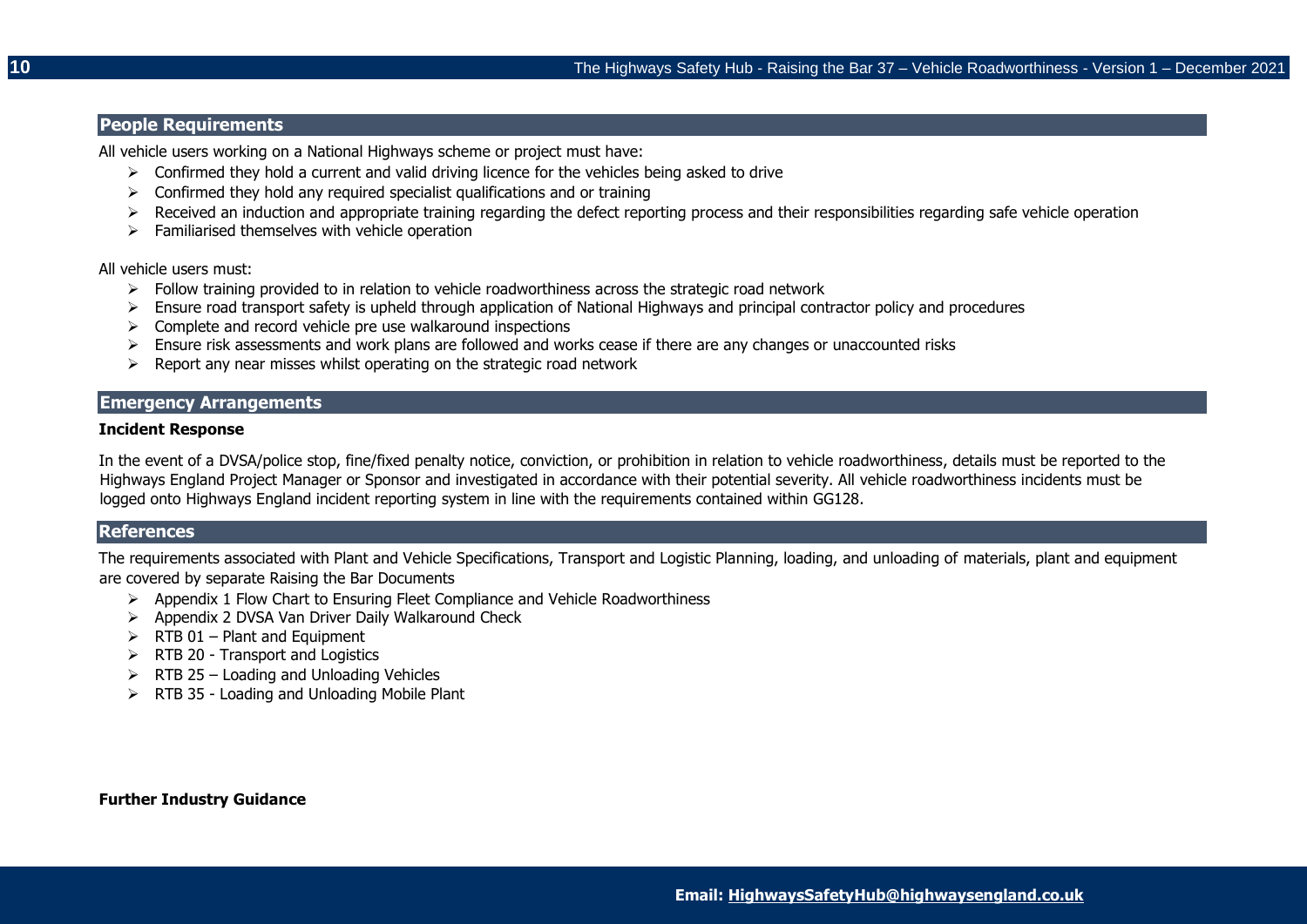## People Requirements

All vehicle users working on a National Highways scheme or project must have:

- Confirmed they hold a current and valid driving licence for the vehicles being asked to drive
- Confirmed they hold any required specialist qualifications and or training
- Received an induction and appropriate training regarding the defect reporting process and their responsibilities regarding safe vehicle operation
- Familiarised themselves with vehicle operation

All vehicle users must:

- Follow training provided to in relation to vehicle roadworthiness across the strategic road network
- Ensure road transport safety is upheld through application of National Highways and principal contractor policy and procedures
- Complete and record vehicle pre use walkaround inspections
- Ensure risk assessments and work plans are followed and works cease if there are any changes or unaccounted risks
- Report any near misses whilst operating on the strategic road network

## Emergency Arrangements

**Incident Response**

In the event of a DVSA/police stop, fine/fixed penalty notice, conviction, or prohibition in relation to vehicle roadworthiness, details must be reported to the Highways England Project Manager or Sponsor and investigated in accordance with their potential severity. All vehicle roadworthiness incidents must be logged onto Highways England incident reporting system in line with the requirements contained within GG128.

## References

The requirements associated with Plant and Vehicle Specifications, Transport and Logistic Planning, loading, and unloading of materials, plant and equipment are covered by separate Raising the Bar Documents

- Appendix 1 Flow Chart to Ensuring Fleet Compliance and Vehicle Roadworthiness
- Appendix 2 DVSA Van Driver Daily Walkaround Check
- RTB 01 – Plant and Equipment
- RTB 20 - Transport and Logistics
- RTB 25 – Loading and Unloading Vehicles
- RTB 35 - Loading and Unloading Mobile Plant

**Further Industry Guidance**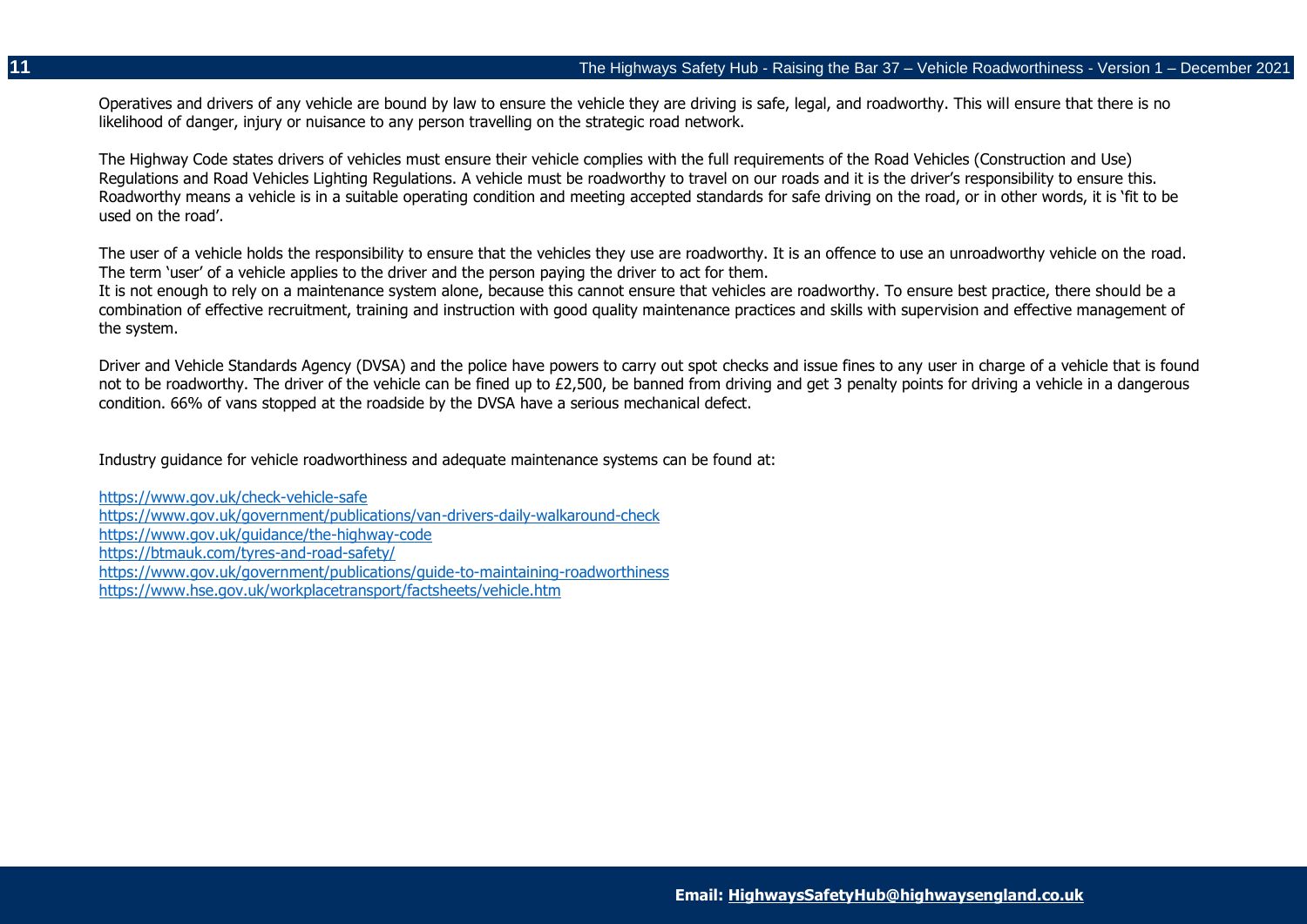Operatives and drivers of any vehicle are bound by law to ensure the vehicle they are driving is safe, legal, and roadworthy. This will ensure that there is no likelihood of danger, injury or nuisance to any person travelling on the strategic road network.

The Highway Code states drivers of vehicles must ensure their vehicle complies with the full requirements of the Road Vehicles (Construction and Use) Regulations and Road Vehicles Lighting Regulations. A vehicle must be roadworthy to travel on our roads and it is the driver's responsibility to ensure this. Roadworthy means a vehicle is in a suitable operating condition and meeting accepted standards for safe driving on the road, or in other words, it is 'fit to be used on the road'.

The user of a vehicle holds the responsibility to ensure that the vehicles they use are roadworthy. It is an offence to use an unroadworthy vehicle on the road. The term 'user' of a vehicle applies to the driver and the person paying the driver to act for them.
It is not enough to rely on a maintenance system alone, because this cannot ensure that vehicles are roadworthy. To ensure best practice, there should be a combination of effective recruitment, training and instruction with good quality maintenance practices and skills with supervision and effective management of the system.

Driver and Vehicle Standards Agency (DVSA) and the police have powers to carry out spot checks and issue fines to any user in charge of a vehicle that is found not to be roadworthy. The driver of the vehicle can be fined up to £2,500, be banned from driving and get 3 penalty points for driving a vehicle in a dangerous condition. 66% of vans stopped at the roadside by the DVSA have a serious mechanical defect.

Industry guidance for vehicle roadworthiness and adequate maintenance systems can be found at:

https://www.gov.uk/check-vehicle-safe
https://www.gov.uk/government/publications/van-drivers-daily-walkaround-check
https://www.gov.uk/guidance/the-highway-code
https://btmauk.com/tyres-and-road-safety/
https://www.gov.uk/government/publications/guide-to-maintaining-roadworthiness
https://www.hse.gov.uk/workplacetransport/factsheets/vehicle.htm